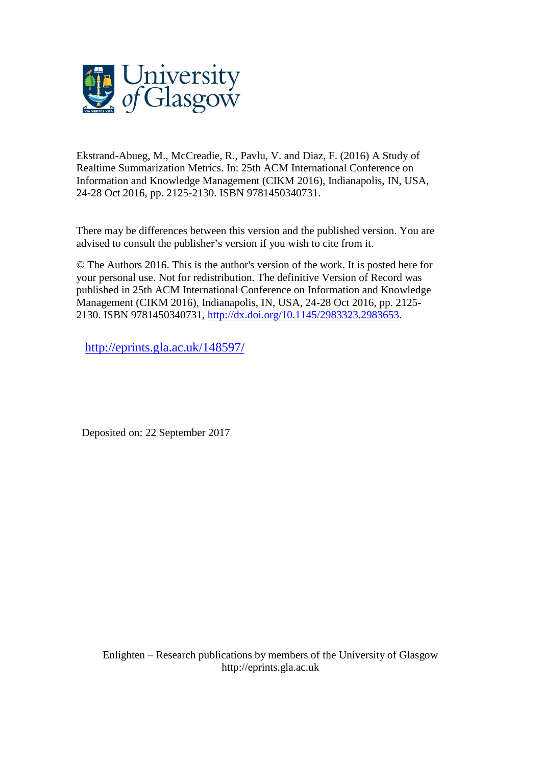Ekstrand-Abueg, M., McCreadie, R., Pavlu, V. and Diaz, F. (2016) A Study of Realtime Summarization Metrics. In: 25th ACM International Conference on Information and Knowledge Management (CIKM 2016), Indianapolis, IN, USA, 24-28 Oct 2016, pp. 2125-2130. ISBN 9781450340731.

There may be differences between this version and the published version. You are advised to consult the publisher's version if you wish to cite from it.

© The Authors 2016. This is the author's version of the work. It is posted here for your personal use. Not for redistribution. The definitive Version of Record was published in 25th ACM International Conference on Information and Knowledge Management (CIKM 2016), Indianapolis, IN, USA, 24-28 Oct 2016, pp. 2125-2130. ISBN 9781450340731, http://dx.doi.org/10.1145/2983323.2983653.

http://eprints.gla.ac.uk/148597/

Deposited on: 22 September 2017

Enlighten – Research publications by members of the University of Glasgow
http://eprints.gla.ac.uk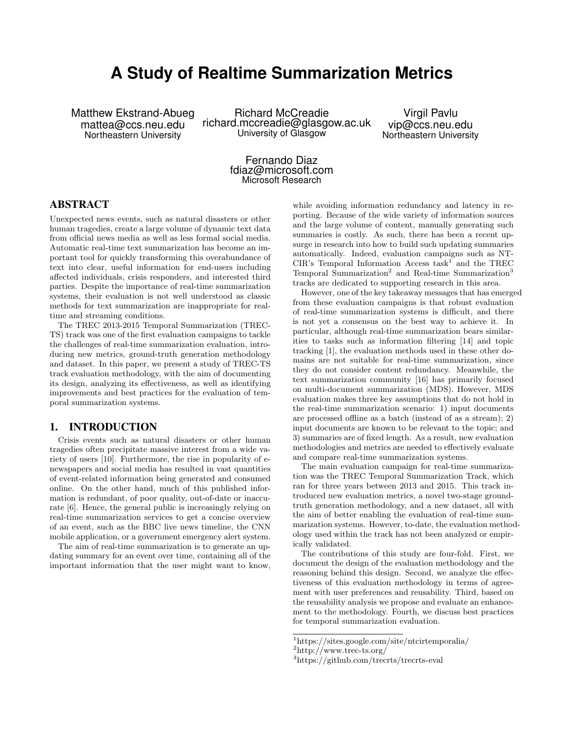# A Study of Realtime Summarization Metrics

Matthew Ekstrand-Abueg
mattea@ccs.neu.edu
Northeastern University

Richard McCreadie
richard.mccreadie@glasgow.ac.uk
University of Glasgow

Virgil Pavlu
vip@ccs.neu.edu
Northeastern University

Fernando Diaz
fdiaz@microsoft.com
Microsoft Research

## ABSTRACT

Unexpected news events, such as natural disasters or other human tragedies, create a large volume of dynamic text data from official news media as well as less formal social media. Automatic real-time text summarization has become an important tool for quickly transforming this overabundance of text into clear, useful information for end-users including affected individuals, crisis responders, and interested third parties. Despite the importance of real-time summarization systems, their evaluation is not well understood as classic methods for text summarization are inappropriate for real-time and streaming conditions.

The TREC 2013-2015 Temporal Summarization (TREC-TS) track was one of the first evaluation campaigns to tackle the challenges of real-time summarization evaluation, introducing new metrics, ground-truth generation methodology and dataset. In this paper, we present a study of TREC-TS track evaluation methodology, with the aim of documenting its design, analyzing its effectiveness, as well as identifying improvements and best practices for the evaluation of temporal summarization systems.

## 1. INTRODUCTION

Crisis events such as natural disasters or other human tragedies often precipitate massive interest from a wide variety of users [10]. Furthermore, the rise in popularity of e-newspapers and social media has resulted in vast quantities of event-related information being generated and consumed online. On the other hand, much of this published information is redundant, of poor quality, out-of-date or inaccurate [6]. Hence, the general public is increasingly relying on real-time summarization services to get a concise overview of an event, such as the BBC live news timeline, the CNN mobile application, or a government emergency alert system.

The aim of real-time summarization is to generate an updating summary for an event over time, containing all of the important information that the user might want to know, while avoiding information redundancy and latency in reporting. Because of the wide variety of information sources and the large volume of content, manually generating such summaries is costly. As such, there has been a recent upsurge in research into how to build such updating summaries automatically. Indeed, evaluation campaigns such as NTCIR's Temporal Information Access task[1] and the TREC Temporal Summarization[2] and Real-time Summarization[3] tracks are dedicated to supporting research in this area.

However, one of the key takeaway messages that has emerged from these evaluation campaigns is that robust evaluation of real-time summarization systems is difficult, and there is not yet a consensus on the best way to achieve it. In particular, although real-time summarization bears similarities to tasks such as information filtering [14] and topic tracking [1], the evaluation methods used in these other domains are not suitable for real-time summarization, since they do not consider content redundancy. Meanwhile, the text summarization community [16] has primarily focused on multi-document summarization (MDS). However, MDS evaluation makes three key assumptions that do not hold in the real-time summarization scenario: 1) input documents are processed offline as a batch (instead of as a stream); 2) input documents are known to be relevant to the topic; and 3) summaries are of fixed length. As a result, new evaluation methodologies and metrics are needed to effectively evaluate and compare real-time summarization systems.

The main evaluation campaign for real-time summarization was the TREC Temporal Summarization Track, which ran for three years between 2013 and 2015. This track introduced new evaluation metrics, a novel two-stage ground-truth generation methodology, and a new dataset, all with the aim of better enabling the evaluation of real-time summarization systems. However, to-date, the evaluation methodology used within the track has not been analyzed or empirically validated.

The contributions of this study are four-fold. First, we document the design of the evaluation methodology and the reasoning behind this design. Second, we analyze the effectiveness of this evaluation methodology in terms of agreement with user preferences and reusability. Third, based on the reusability analysis we propose and evaluate an enhancement to the methodology. Fourth, we discuss best practices for temporal summarization evaluation.

[1] https://sites.google.com/site/ntcirtemporalia/
[2] http://www.trec-ts.org/
[3] https://github.com/trecrts/trecrts-eval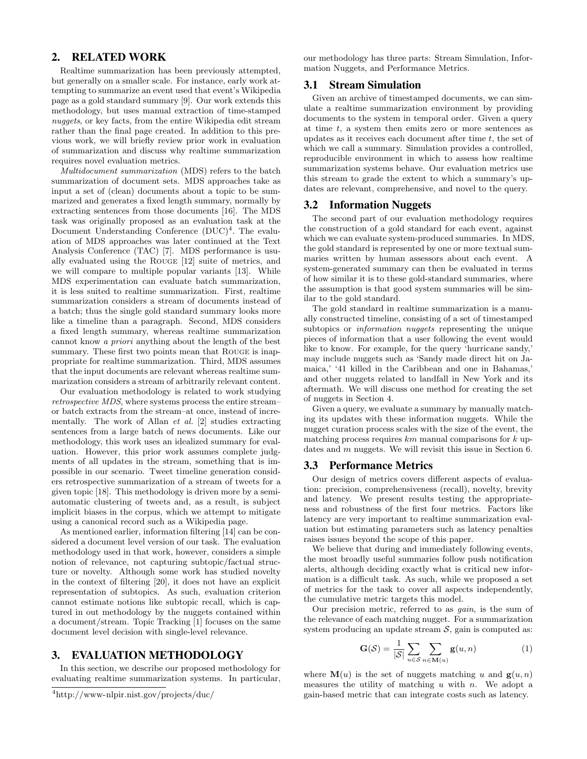## 2. RELATED WORK

Realtime summarization has been previously attempted, but generally on a smaller scale. For instance, early work attempting to summarize an event used that event's Wikipedia page as a gold standard summary [9]. Our work extends this methodology, but uses manual extraction of time-stamped *nuggets*, or key facts, from the entire Wikipedia edit stream rather than the final page created. In addition to this previous work, we will briefly review prior work in evaluation of summarization and discuss why realtime summarization requires novel evaluation metrics.

*Multidocument summarization* (MDS) refers to the batch summarization of document sets. MDS approaches take as input a set of (clean) documents about a topic to be summarized and generates a fixed length summary, normally by extracting sentences from those documents [16]. The MDS task was originally proposed as an evaluation task at the Document Understanding Conference (DUC)[4]. The evaluation of MDS approaches was later continued at the Text Analysis Conference (TAC) [7]. MDS performance is usually evaluated using the Rouge [12] suite of metrics, and we will compare to multiple popular variants [13]. While MDS experimentation can evaluate batch summarization, it is less suited to realtime summarization. First, realtime summarization considers a stream of documents instead of a batch; thus the single gold standard summary looks more like a timeline than a paragraph. Second, MDS considers a fixed length summary, whereas realtime summarization cannot know *a priori* anything about the length of the best summary. These first two points mean that Rouge is inappropriate for realtime summarization. Third, MDS assumes that the input documents are relevant whereas realtime summarization considers a stream of arbitrarily relevant content.

Our evaluation methodology is related to work studying *retrospective MDS*, where systems process the entire stream– or batch extracts from the stream–at once, instead of incrementally. The work of Allan *et al.* [2] studies extracting sentences from a large batch of news documents. Like our methodology, this work uses an idealized summary for evaluation. However, this prior work assumes complete judgments of all updates in the stream, something that is impossible in our scenario. Tweet timeline generation considers retrospective summarization of a stream of tweets for a given topic [18]. This methodology is driven more by a semi-automatic clustering of tweets and, as a result, is subject implicit biases in the corpus, which we attempt to mitigate using a canonical record such as a Wikipedia page.

As mentioned earlier, information filtering [14] can be considered a document level version of our task. The evaluation methodology used in that work, however, considers a simple notion of relevance, not capturing subtopic/factual structure or novelty. Although some work has studied novelty in the context of filtering [20], it does not have an explicit representation of subtopics. As such, evaluation criterion cannot estimate notions like subtopic recall, which is captured in out methodology by the nuggets contained within a document/stream. Topic Tracking [1] focuses on the same document level decision with single-level relevance.

## 3. EVALUATION METHODOLOGY

In this section, we describe our proposed methodology for evaluating realtime summarization systems. In particular, our methodology has three parts: Stream Simulation, Information Nuggets, and Performance Metrics.

[4]http://www-nlpir.nist.gov/projects/duc/

### 3.1 Stream Simulation

Given an archive of timestamped documents, we can simulate a realtime summarization environment by providing documents to the system in temporal order. Given a query at time $t$, a system then emits zero or more sentences as updates as it receives each document after time $t$, the set of which we call a summary. Simulation provides a controlled, reproducible environment in which to assess how realtime summarization systems behave. Our evaluation metrics use this stream to grade the extent to which a summary's updates are relevant, comprehensive, and novel to the query.

### 3.2 Information Nuggets

The second part of our evaluation methodology requires the construction of a gold standard for each event, against which we can evaluate system-produced summaries. In MDS, the gold standard is represented by one or more textual summaries written by human assessors about each event. A system-generated summary can then be evaluated in terms of how similar it is to these gold-standard summaries, where the assumption is that good system summaries will be similar to the gold standard.

The gold standard in realtime summarization is a manually constructed timeline, consisting of a set of timestamped subtopics or *information nuggets* representing the unique pieces of information that a user following the event would like to know. For example, for the query 'hurricane sandy,' may include nuggets such as 'Sandy made direct hit on Jamaica,' '41 killed in the Caribbean and one in Bahamas,' and other nuggets related to landfall in New York and its aftermath. We will discuss one method for creating the set of nuggets in Section 4.

Given a query, we evaluate a summary by manually matching its updates with these information nuggets. While the nugget curation process scales with the size of the event, the matching process requires $km$ manual comparisons for $k$ updates and $m$ nuggets. We will revisit this issue in Section 6.

### 3.3 Performance Metrics

Our design of metrics covers different aspects of evaluation: precision, comprehensiveness (recall), novelty, brevity and latency. We present results testing the appropriateness and robustness of the first four metrics. Factors like latency are very important to realtime summarization evaluation but estimating parameters such as latency penalties raises issues beyond the scope of this paper.

We believe that during and immediately following events, the most broadly useful summaries follow push notification alerts, although deciding exactly what is critical new information is a difficult task. As such, while we proposed a set of metrics for the task to cover all aspects independently, the cumulative metric targets this model.

Our precision metric, referred to as *gain*, is the sum of the relevance of each matching nugget. For a summarization system producing an update stream $\mathcal{S}$, gain is computed as:

$$\mathbf{G}(\mathcal{S}) = \frac{1}{|\mathcal{S}|} \sum_{u \in \mathcal{S}} \sum_{n \in \mathbf{M}(u)} \mathbf{g}(u, n) \tag{1}$$

where $\mathbf{M}(u)$ is the set of nuggets matching $u$ and $\mathbf{g}(u, n)$ measures the utility of matching $u$ with $n$. We adopt a gain-based metric that can integrate costs such as latency.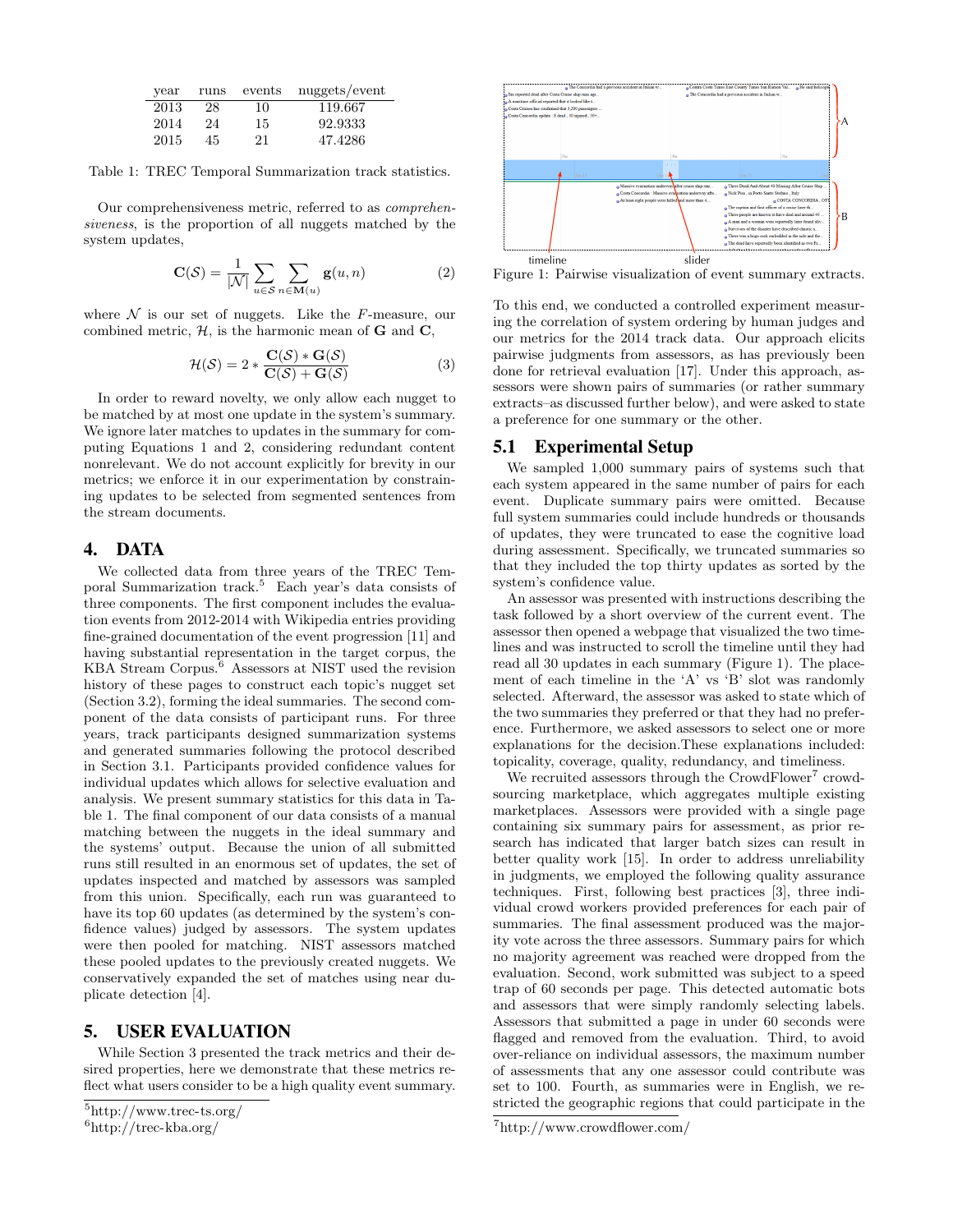| year | runs | events | nuggets/event |
|---|---|---|---|
| 2013 | 28 | 10 | 119.667 |
| 2014 | 24 | 15 | 92.9333 |
| 2015 | 45 | 21 | 47.4286 |

Table 1: TREC Temporal Summarization track statistics.

Our comprehensiveness metric, referred to as *comprehensiveness*, is the proportion of all nuggets matched by the system updates,

$$\mathbf{C}(\mathcal{S}) = \frac{1}{|\mathcal{N}|} \sum_{u \in \mathcal{S}} \sum_{n \in \mathbf{M}(u)} \mathbf{g}(u, n) \qquad (2)$$

where $\mathcal{N}$ is our set of nuggets. Like the $F$-measure, our combined metric, $\mathcal{H}$, is the harmonic mean of $\mathbf{G}$ and $\mathbf{C}$,

$$\mathcal{H}(\mathcal{S}) = 2 * \frac{\mathbf{C}(\mathcal{S}) * \mathbf{G}(\mathcal{S})}{\mathbf{C}(\mathcal{S}) + \mathbf{G}(\mathcal{S})} \qquad (3)$$

In order to reward novelty, we only allow each nugget to be matched by at most one update in the system's summary. We ignore later matches to updates in the summary for computing Equations 1 and 2, considering redundant content nonrelevant. We do not account explicitly for brevity in our metrics; we enforce it in our experimentation by constraining updates to be selected from segmented sentences from the stream documents.

## 4. DATA

We collected data from three years of the TREC Temporal Summarization track.[5] Each year's data consists of three components. The first component includes the evaluation events from 2012-2014 with Wikipedia entries providing fine-grained documentation of the event progression [11] and having substantial representation in the target corpus, the KBA Stream Corpus.[6] Assessors at NIST used the revision history of these pages to construct each topic's nugget set (Section 3.2), forming the ideal summaries. The second component of the data consists of participant runs. For three years, track participants designed summarization systems and generated summaries following the protocol described in Section 3.1. Participants provided confidence values for individual updates which allows for selective evaluation and analysis. We present summary statistics for this data in Table 1. The final component of our data consists of a manual matching between the nuggets in the ideal summary and the systems' output. Because the union of all submitted runs still resulted in an enormous set of updates, the set of updates inspected and matched by assessors was sampled from this union. Specifically, each run was guaranteed to have its top 60 updates (as determined by the system's confidence values) judged by assessors. The system updates were then pooled for matching. NIST assessors matched these pooled updates to the previously created nuggets. We conservatively expanded the set of matches using near duplicate detection [4].

## 5. USER EVALUATION

While Section 3 presented the track metrics and their desired properties, here we demonstrate that these metrics reflect what users consider to be a high quality event summary.

[5] http://www.trec-ts.org/

[6] http://trec-kba.org/

Figure 1: Pairwise visualization of event summary extracts.

To this end, we conducted a controlled experiment measuring the correlation of system ordering by human judges and our metrics for the 2014 track data. Our approach elicits pairwise judgments from assessors, as has previously been done for retrieval evaluation [17]. Under this approach, assessors were shown pairs of summaries (or rather summary extracts–as discussed further below), and were asked to state a preference for one summary or the other.

### 5.1 Experimental Setup

We sampled 1,000 summary pairs of systems such that each system appeared in the same number of pairs for each event. Duplicate summary pairs were omitted. Because full system summaries could include hundreds or thousands of updates, they were truncated to ease the cognitive load during assessment. Specifically, we truncated summaries so that they included the top thirty updates as sorted by the system's confidence value.

An assessor was presented with instructions describing the task followed by a short overview of the current event. The assessor then opened a webpage that visualized the two timelines and was instructed to scroll the timeline until they had read all 30 updates in each summary (Figure 1). The placement of each timeline in the 'A' vs 'B' slot was randomly selected. Afterward, the assessor was asked to state which of the two summaries they preferred or that they had no preference. Furthermore, we asked assessors to select one or more explanations for the decision.These explanations included: topicality, coverage, quality, redundancy, and timeliness.

We recruited assessors through the CrowdFlower[7] crowdsourcing marketplace, which aggregates multiple existing marketplaces. Assessors were provided with a single page containing six summary pairs for assessment, as prior research has indicated that larger batch sizes can result in better quality work [15]. In order to address unreliability in judgments, we employed the following quality assurance techniques. First, following best practices [3], three individual crowd workers provided preferences for each pair of summaries. The final assessment produced was the majority vote across the three assessors. Summary pairs for which no majority agreement was reached were dropped from the evaluation. Second, work submitted was subject to a speed trap of 60 seconds per page. This detected automatic bots and assessors that were simply randomly selecting labels. Assessors that submitted a page in under 60 seconds were flagged and removed from the evaluation. Third, to avoid over-reliance on individual assessors, the maximum number of assessments that any one assessor could contribute was set to 100. Fourth, as summaries were in English, we restricted the geographic regions that could participate in the

[7] http://www.crowdflower.com/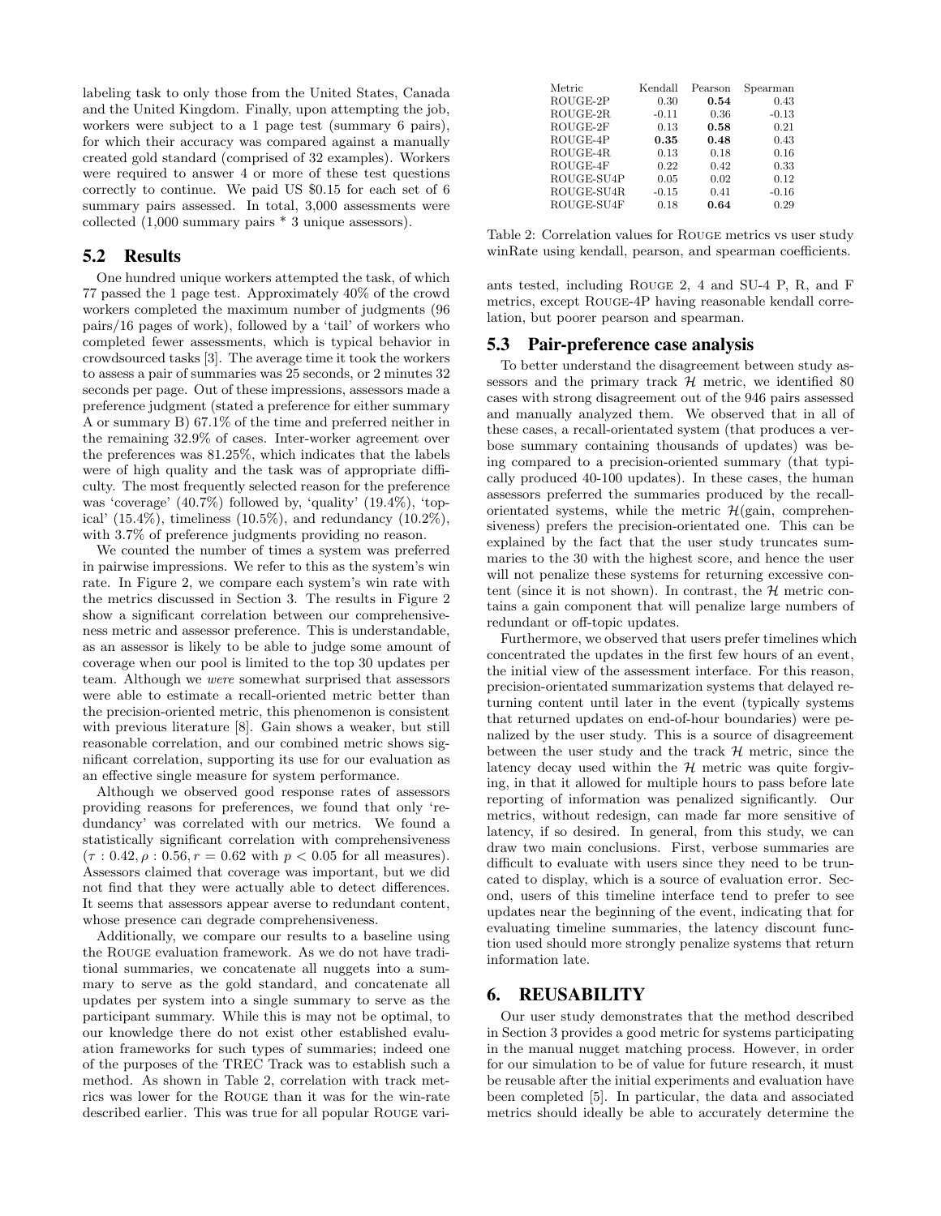labeling task to only those from the United States, Canada and the United Kingdom. Finally, upon attempting the job, workers were subject to a 1 page test (summary 6 pairs), for which their accuracy was compared against a manually created gold standard (comprised of 32 examples). Workers were required to answer 4 or more of these test questions correctly to continue. We paid US $0.15 for each set of 6 summary pairs assessed. In total, 3,000 assessments were collected (1,000 summary pairs * 3 unique assessors).

## 5.2 Results

One hundred unique workers attempted the task, of which 77 passed the 1 page test. Approximately 40% of the crowd workers completed the maximum number of judgments (96 pairs/16 pages of work), followed by a 'tail' of workers who completed fewer assessments, which is typical behavior in crowdsourced tasks [3]. The average time it took the workers to assess a pair of summaries was 25 seconds, or 2 minutes 32 seconds per page. Out of these impressions, assessors made a preference judgment (stated a preference for either summary A or summary B) 67.1% of the time and preferred neither in the remaining 32.9% of cases. Inter-worker agreement over the preferences was 81.25%, which indicates that the labels were of high quality and the task was of appropriate difficulty. The most frequently selected reason for the preference was 'coverage' (40.7%) followed by, 'quality' (19.4%), 'topical' (15.4%), timeliness (10.5%), and redundancy (10.2%), with 3.7% of preference judgments providing no reason.

We counted the number of times a system was preferred in pairwise impressions. We refer to this as the system's win rate. In Figure 2, we compare each system's win rate with the metrics discussed in Section 3. The results in Figure 2 show a significant correlation between our comprehensiveness metric and assessor preference. This is understandable, as an assessor is likely to be able to judge some amount of coverage when our pool is limited to the top 30 updates per team. Although we *were* somewhat surprised that assessors were able to estimate a recall-oriented metric better than the precision-oriented metric, this phenomenon is consistent with previous literature [8]. Gain shows a weaker, but still reasonable correlation, and our combined metric shows significant correlation, supporting its use for our evaluation as an effective single measure for system performance.

Although we observed good response rates of assessors providing reasons for preferences, we found that only 'redundancy' was correlated with our metrics. We found a statistically significant correlation with comprehensiveness ($\tau : 0.42, \rho : 0.56, r = 0.62$ with $p < 0.05$ for all measures). Assessors claimed that coverage was important, but we did not find that they were actually able to detect differences. It seems that assessors appear averse to redundant content, whose presence can degrade comprehensiveness.

Additionally, we compare our results to a baseline using the ROUGE evaluation framework. As we do not have traditional summaries, we concatenate all nuggets into a summary to serve as the gold standard, and concatenate all updates per system into a single summary to serve as the participant summary. While this is may not be optimal, to our knowledge there do not exist other established evaluation frameworks for such types of summaries; indeed one of the purposes of the TREC Track was to establish such a method. As shown in Table 2, correlation with track metrics was lower for the ROUGE than it was for the win-rate described earlier. This was true for all popular ROUGE variants tested, including ROUGE 2, 4 and SU-4 P, R, and F metrics, except ROUGE-4P having reasonable kendall correlation, but poorer pearson and spearman.

| Metric | Kendall | Pearson | Spearman |
|---|---|---|---|
| ROUGE-2P | 0.30 | **0.54** | 0.43 |
| ROUGE-2R | -0.11 | 0.36 | -0.13 |
| ROUGE-2F | 0.13 | **0.58** | 0.21 |
| ROUGE-4P | **0.35** | **0.48** | 0.43 |
| ROUGE-4R | 0.13 | 0.18 | 0.16 |
| ROUGE-4F | 0.22 | 0.42 | 0.33 |
| ROUGE-SU4P | 0.05 | 0.02 | 0.12 |
| ROUGE-SU4R | -0.15 | 0.41 | -0.16 |
| ROUGE-SU4F | 0.18 | **0.64** | 0.29 |

Table 2: Correlation values for ROUGE metrics vs user study winRate using kendall, pearson, and spearman coefficients.

## 5.3 Pair-preference case analysis

To better understand the disagreement between study assessors and the primary track $\mathcal{H}$ metric, we identified 80 cases with strong disagreement out of the 946 pairs assessed and manually analyzed them. We observed that in all of these cases, a recall-orientated system (that produces a verbose summary containing thousands of updates) was being compared to a precision-oriented summary (that typically produced 40-100 updates). In these cases, the human assessors preferred the summaries produced by the recall-orientated systems, while the metric $\mathcal{H}$(gain, comprehensiveness) prefers the precision-orientated one. This can be explained by the fact that the user study truncates summaries to the 30 with the highest score, and hence the user will not penalize these systems for returning excessive content (since it is not shown). In contrast, the $\mathcal{H}$ metric contains a gain component that will penalize large numbers of redundant or off-topic updates.

Furthermore, we observed that users prefer timelines which concentrated the updates in the first few hours of an event, the initial view of the assessment interface. For this reason, precision-orientated summarization systems that delayed returning content until later in the event (typically systems that returned updates on end-of-hour boundaries) were penalized by the user study. This is a source of disagreement between the user study and the track $\mathcal{H}$ metric, since the latency decay used within the $\mathcal{H}$ metric was quite forgiving, in that it allowed for multiple hours to pass before late reporting of information was penalized significantly. Our metrics, without redesign, can made far more sensitive of latency, if so desired. In general, from this study, we can draw two main conclusions. First, verbose summaries are difficult to evaluate with users since they need to be truncated to display, which is a source of evaluation error. Second, users of this timeline interface tend to prefer to see updates near the beginning of the event, indicating that for evaluating timeline summaries, the latency discount function used should more strongly penalize systems that return information late.

# 6. REUSABILITY

Our user study demonstrates that the method described in Section 3 provides a good metric for systems participating in the manual nugget matching process. However, in order for our simulation to be of value for future research, it must be reusable after the initial experiments and evaluation have been completed [5]. In particular, the data and associated metrics should ideally be able to accurately determine the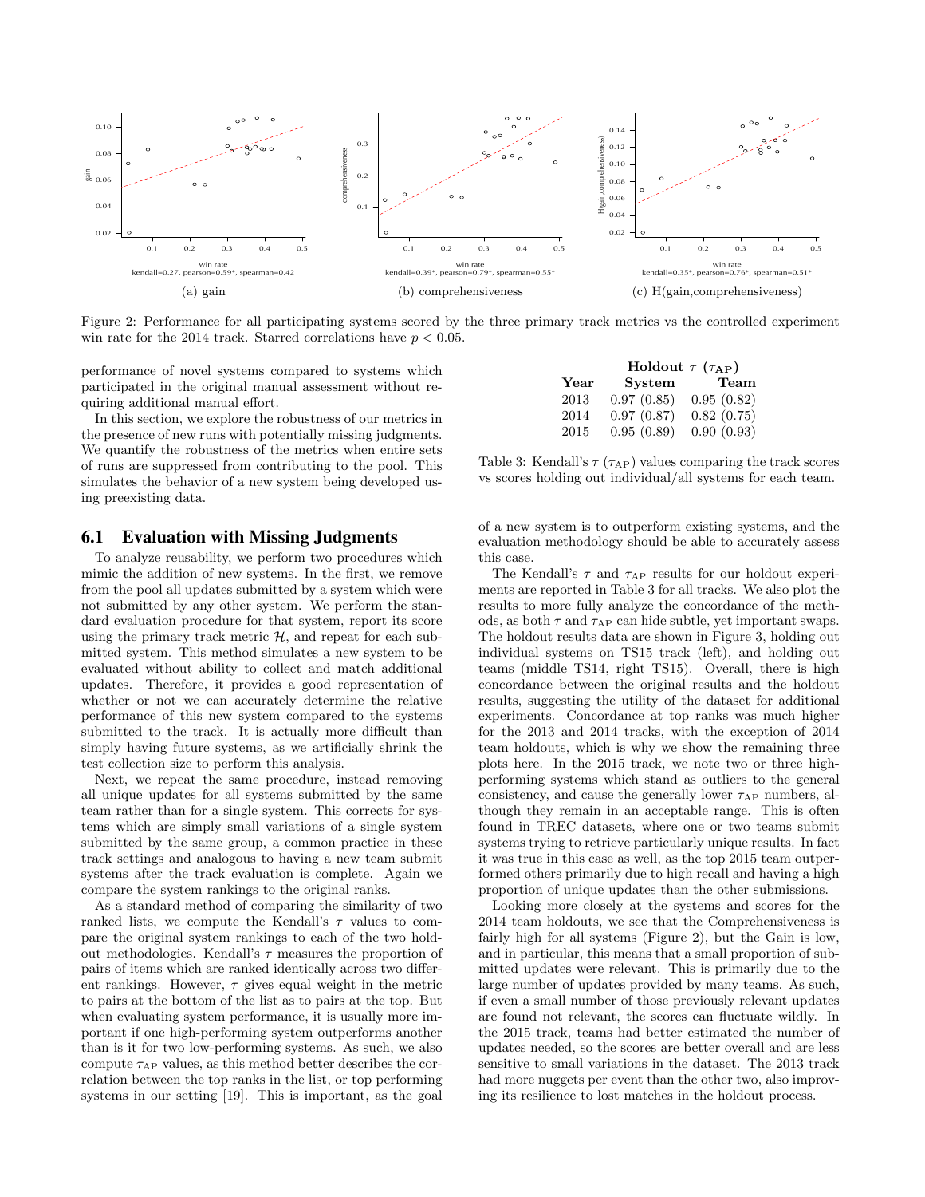(a) gain

kendall=0.27, pearson=0.59*, spearman=0.42

(b) comprehensiveness

kendall=0.39*, pearson=0.79*, spearman=0.55*

(c) H(gain,comprehensiveness)

kendall=0.35*, pearson=0.76*, spearman=0.51*

Figure 2: Performance for all participating systems scored by the three primary track metrics vs the controlled experiment win rate for the 2014 track. Starred correlations have $p < 0.05$.

performance of novel systems compared to systems which participated in the original manual assessment without requiring additional manual effort.

In this section, we explore the robustness of our metrics in the presence of new runs with potentially missing judgments. We quantify the robustness of the metrics when entire sets of runs are suppressed from contributing to the pool. This simulates the behavior of a new system being developed using preexisting data.

## 6.1 Evaluation with Missing Judgments

To analyze reusability, we perform two procedures which mimic the addition of new systems. In the first, we remove from the pool all updates submitted by a system which were not submitted by any other system. We perform the standard evaluation procedure for that system, report its score using the primary track metric $\mathcal{H}$, and repeat for each submitted system. This method simulates a new system to be evaluated without ability to collect and match additional updates. Therefore, it provides a good representation of whether or not we can accurately determine the relative performance of this new system compared to the systems submitted to the track. It is actually more difficult than simply having future systems, as we artificially shrink the test collection size to perform this analysis.

Next, we repeat the same procedure, instead removing all unique updates for all systems submitted by the same team rather than for a single system. This corrects for systems which are simply small variations of a single system submitted by the same group, a common practice in these track settings and analogous to having a new team submit systems after the track evaluation is complete. Again we compare the system rankings to the original ranks.

As a standard method of comparing the similarity of two ranked lists, we compute the Kendall's $\tau$ values to compare the original system rankings to each of the two holdout methodologies. Kendall's $\tau$ measures the proportion of pairs of items which are ranked identically across two different rankings. However, $\tau$ gives equal weight in the metric to pairs at the bottom of the list as to pairs at the top. But when evaluating system performance, it is usually more important if one high-performing system outperforms another than is it for two low-performing systems. As such, we also compute $\tau_{\text{AP}}$ values, as this method better describes the correlation between the top ranks in the list, or top performing systems in our setting [19]. This is important, as the goal of a new system is to outperform existing systems, and the evaluation methodology should be able to accurately assess this case.

| | **Holdout $\tau$ ($\tau_{\mathbf{AP}}$)** | |
|---|---|---|
| **Year** | **System** | **Team** |
| 2013 | 0.97 (0.85) | 0.95 (0.82) |
| 2014 | 0.97 (0.87) | 0.82 (0.75) |
| 2015 | 0.95 (0.89) | 0.90 (0.93) |

Table 3: Kendall's $\tau$ ($\tau_{\text{AP}}$) values comparing the track scores vs scores holding out individual/all systems for each team.

The Kendall's $\tau$ and $\tau_{\text{AP}}$ results for our holdout experiments are reported in Table 3 for all tracks. We also plot the results to more fully analyze the concordance of the methods, as both $\tau$ and $\tau_{\text{AP}}$ can hide subtle, yet important swaps. The holdout results data are shown in Figure 3, holding out individual systems on TS15 track (left), and holding out teams (middle TS14, right TS15). Overall, there is high concordance between the original results and the holdout results, suggesting the utility of the dataset for additional experiments. Concordance at top ranks was much higher for the 2013 and 2014 tracks, with the exception of 2014 team holdouts, which is why we show the remaining three plots here. In the 2015 track, we note two or three high-performing systems which stand as outliers to the general consistency, and cause the generally lower $\tau_{\text{AP}}$ numbers, although they remain in an acceptable range. This is often found in TREC datasets, where one or two teams submit systems trying to retrieve particularly unique results. In fact it was true in this case as well, as the top 2015 team outperformed others primarily due to high recall and having a high proportion of unique updates than the other submissions.

Looking more closely at the systems and scores for the 2014 team holdouts, we see that the Comprehensiveness is fairly high for all systems (Figure 2), but the Gain is low, and in particular, this means that a small proportion of submitted updates were relevant. This is primarily due to the large number of updates provided by many teams. As such, if even a small number of those previously relevant updates are found not relevant, the scores can fluctuate wildly. In the 2015 track, teams had better estimated the number of updates needed, so the scores are better overall and are less sensitive to small variations in the dataset. The 2013 track had more nuggets per event than the other two, also improving its resilience to lost matches in the holdout process.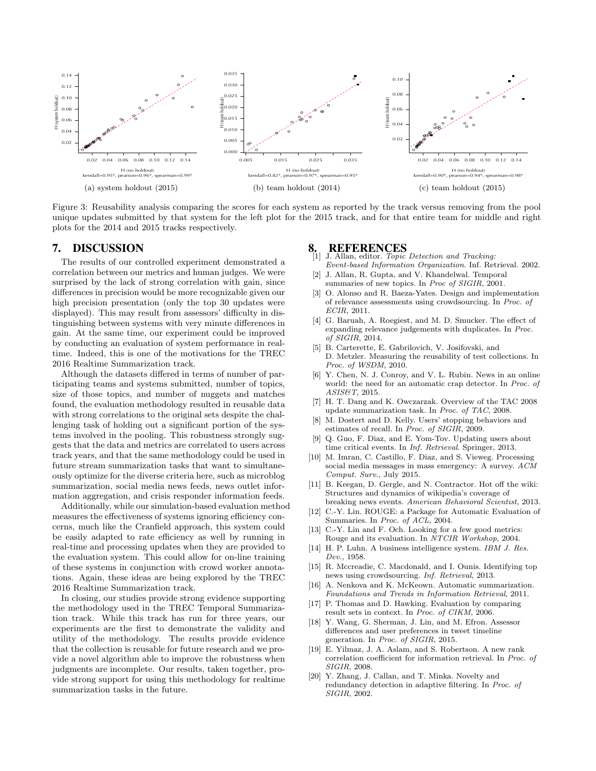0.14
0.12
0.10
0.08
0.06
0.04
0.02

H (system holdout)

0.02 0.04 0.06 0.08 0.10 0.12 0.14

H (no holdout)
kendall=0.95*, pearson=0.96*, spearman=0.99*

(a) system holdout (2015)

0.035
0.030
0.025
0.020
0.015
0.010
0.005
0.000

H (team holdout)

0.005 0.015 0.025 0.035

H (no holdout)
kendall=0.82*, pearson=0.97*, spearman=0.95*

(b) team holdout (2014)

0.10
0.08
0.06
0.04
0.02

H (team holdout)

0.02 0.04 0.06 0.08 0.10 0.12 0.14

H (no holdout)
kendall=0.90*, pearson=0.94*, spearman=0.98*

(c) team holdout (2015)

Figure 3: Reusability analysis comparing the scores for each system as reported by the track versus removing from the pool unique updates submitted by that system for the left plot for the 2015 track, and for that entire team for middle and right plots for the 2014 and 2015 tracks respectively.

# 7. DISCUSSION

The results of our controlled experiment demonstrated a correlation between our metrics and human judges. We were surprised by the lack of strong correlation with gain, since differences in precision would be more recognizable given our high precision presentation (only the top 30 updates were displayed). This may result from assessors' difficulty in distinguishing between systems with very minute differences in gain. At the same time, our experiment could be improved by conducting an evaluation of system performance in realtime. Indeed, this is one of the motivations for the TREC 2016 Realtime Summarization track.

Although the datasets differed in terms of number of participating teams and systems submitted, number of topics, size of those topics, and number of nuggets and matches found, the evaluation methodology resulted in reusable data with strong correlations to the original sets despite the challenging task of holding out a significant portion of the systems involved in the pooling. This robustness strongly suggests that the data and metrics are correlated to users across track years, and that the same methodology could be used in future stream summarization tasks that want to simultaneously optimize for the diverse criteria here, such as microblog summarization, social media news feeds, news outlet information aggregation, and crisis responder information feeds.

Additionally, while our simulation-based evaluation method measures the effectiveness of systems ignoring efficiency concerns, much like the Cranfield approach, this system could be easily adapted to rate efficiency as well by running in real-time and processing updates when they are provided to the evaluation system. This could allow for on-line training of these systems in conjunction with crowd worker annotations. Again, these ideas are being explored by the TREC 2016 Realtime Summarization track.

In closing, our studies provide strong evidence supporting the methodology used in the TREC Temporal Summarization track. While this track has run for three years, our experiments are the first to demonstrate the validity and utility of the methodology. The results provide evidence that the collection is reusable for future research and we provide a novel algorithm able to improve the robustness when judgments are incomplete. Our results, taken together, provide strong support for using this methodology for realtime summarization tasks in the future.

# 8. REFERENCES

[1] J. Allan, editor. *Topic Detection and Tracking: Event-based Information Organization*. Inf. Retrieval. 2002.

[2] J. Allan, R. Gupta, and V. Khandelwal. Temporal summaries of new topics. In *Proc of SIGIR*, 2001.

[3] O. Alonso and R. Baeza-Yates. Design and implementation of relevance assessments using crowdsourcing. In *Proc. of ECIR*, 2011.

[4] G. Baruah, A. Roegiest, and M. D. Smucker. The effect of expanding relevance judgements with duplicates. In *Proc. of SIGIR*, 2014.

[5] B. Carterette, E. Gabrilovich, V. Josifovski, and D. Metzler. Measuring the reusability of test collections. In *Proc. of WSDM*, 2010.

[6] Y. Chen, N. J. Conroy, and V. L. Rubin. News in an online world: the need for an automatic crap detector. In *Proc. of ASIS&T*, 2015.

[7] H. T. Dang and K. Owczarzak. Overview of the TAC 2008 update summarization task. In *Proc. of TAC*, 2008.

[8] M. Dostert and D. Kelly. Users' stopping behaviors and estimates of recall. In *Proc. of SIGIR*, 2009.

[9] Q. Guo, F. Diaz, and E. Yom-Tov. Updating users about time critical events. In *Inf. Retrieval*. Springer, 2013.

[10] M. Imran, C. Castillo, F. Diaz, and S. Vieweg. Processing social media messages in mass emergency: A survey. *ACM Comput. Surv.*, July 2015.

[11] B. Keegan, D. Gergle, and N. Contractor. Hot off the wiki: Structures and dynamics of wikipedia's coverage of breaking news events. *American Behavioral Scientist*, 2013.

[12] C.-Y. Lin. ROUGE: a Package for Automatic Evaluation of Summaries. In *Proc. of ACL*, 2004.

[13] C.-Y. Lin and F. Och. Looking for a few good metrics: Rouge and its evaluation. In *NTCIR Workshop*, 2004.

[14] H. P. Luhn. A business intelligence system. *IBM J. Res. Dev.*, 1958.

[15] R. Mccreadie, C. Macdonald, and I. Ounis. Identifying top news using crowdsourcing. *Inf. Retrieval*, 2013.

[16] A. Nenkova and K. McKeown. Automatic summarization. *Foundations and Trends in Information Retrieval*, 2011.

[17] P. Thomas and D. Hawking. Evaluation by comparing result sets in context. In *Proc. of CIKM*, 2006.

[18] Y. Wang, G. Sherman, J. Lin, and M. Efron. Assessor differences and user preferences in tweet timeline generation. In *Proc. of SIGIR*, 2015.

[19] E. Yilmaz, J. A. Aslam, and S. Robertson. A new rank correlation coefficient for information retrieval. In *Proc. of SIGIR*, 2008.

[20] Y. Zhang, J. Callan, and T. Minka. Novelty and redundancy detection in adaptive filtering. In *Proc. of SIGIR*, 2002.